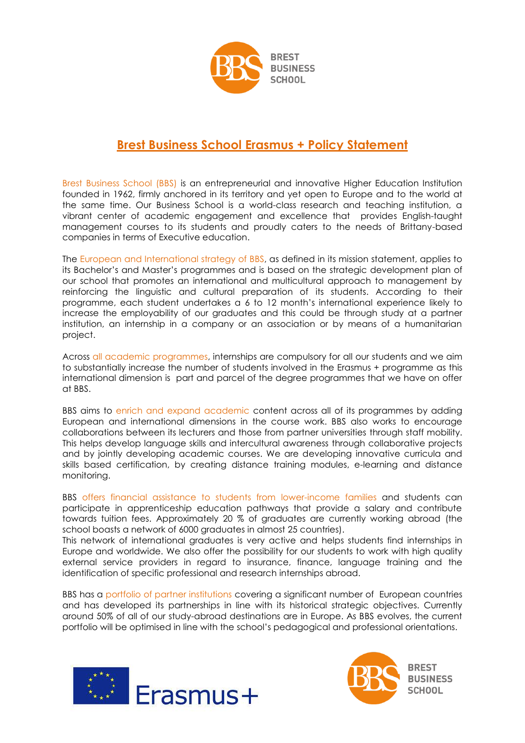# Brest Business School Erasmus + Policy Statement

Brest Business School (BBS) is an entrepreneurial and innovative Higher Education Institution founded in 1962, firmly anchored in its territory and yet open to Europe and to the world at the same time. Our Business School is a world-class research and teaching institution, a vibrant center of academic engagement and excellence that provides English-taught management courses to its students and proudly caters to the needs of Brittany-based companies in terms of Executive education.

The European and International strategy of BBS, as defined in its mission statement, applies to its Bachelor's and Master's programmes and is based on the strategic development plan of our school that promotes an international and multicultural approach to management by reinforcing the linguistic and cultural preparation of its students. According to their programme, each student undertakes a 6 to 12 month's international experience likely to increase the employability of our graduates and this could be through study at a partner institution, an internship in a company or an association or by means of a humanitarian project.

Across all academic programmes, internships are compulsory for all our students and we aim to substantially increase the number of students involved in the Erasmus + programme as this international dimension is part and parcel of the degree programmes that we have on offer at BBS.

BBS aims to enrich and expand academic content across all of its programmes by adding European and international dimensions in the course work. BBS also works to encourage collaborations between its lecturers and those from partner universities through staff mobility. This helps develop language skills and intercultural awareness through collaborative projects and by jointly developing academic courses. We are developing innovative curricula and skills based certification, by creating distance training modules, e-learning and distance monitoring.

BBS offers financial assistance to students from lower-income families and students can participate in apprenticeship education pathways that provide a salary and contribute towards tuition fees. Approximately 20 % of graduates are currently working abroad (the school boasts a network of 6000 graduates in almost 25 countries).
This network of international graduates is very active and helps students find internships in Europe and worldwide. We also offer the possibility for our students to work with high quality external service providers in regard to insurance, finance, language training and the identification of specific professional and research internships abroad.

BBS has a portfolio of partner institutions covering a significant number of European countries and has developed its partnerships in line with its historical strategic objectives. Currently around 50% of all of our study-abroad destinations are in Europe. As BBS evolves, the current portfolio will be optimised in line with the school's pedagogical and professional orientations.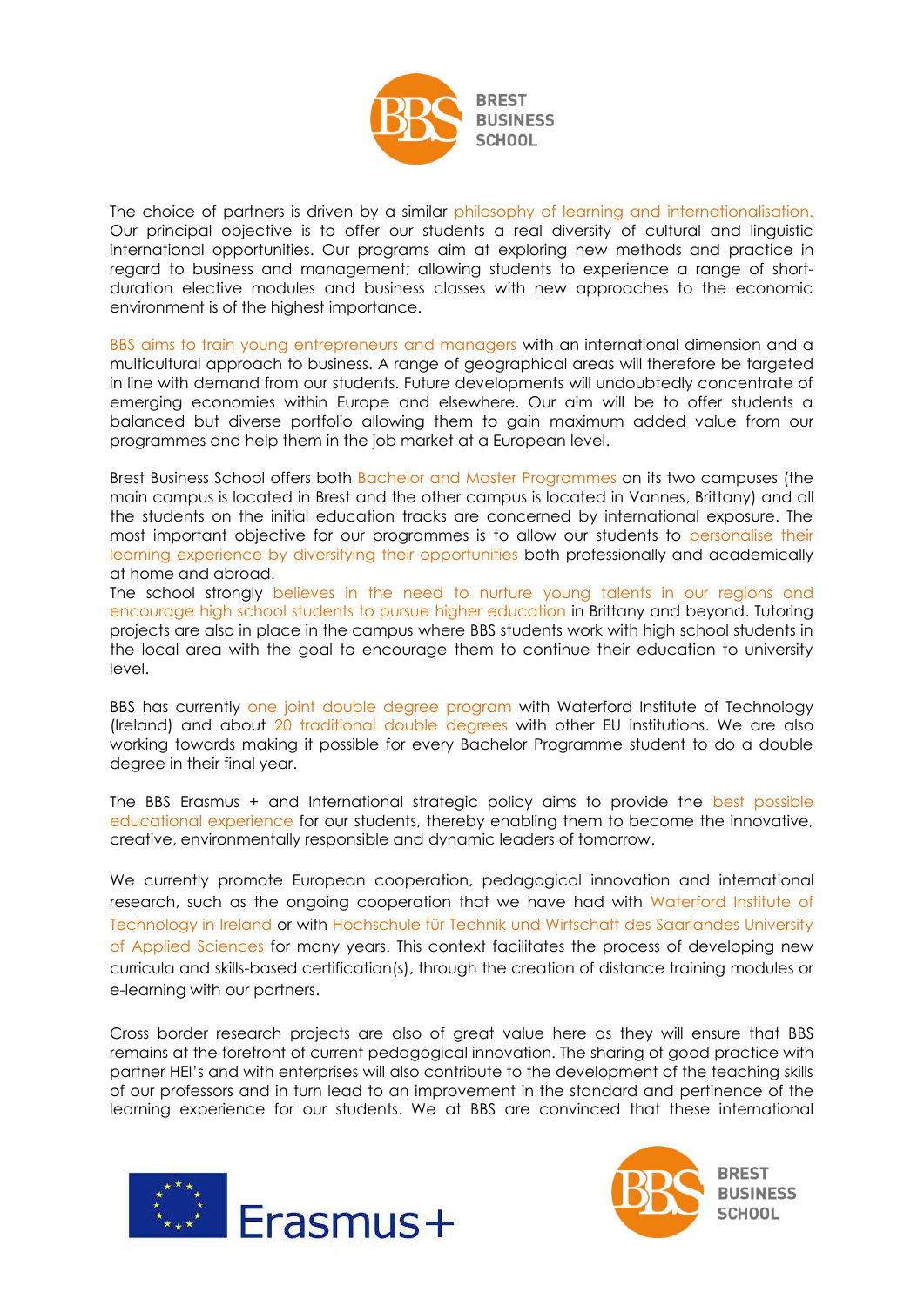The choice of partners is driven by a similar philosophy of learning and internationalisation. Our principal objective is to offer our students a real diversity of cultural and linguistic international opportunities. Our programs aim at exploring new methods and practice in regard to business and management; allowing students to experience a range of short-duration elective modules and business classes with new approaches to the economic environment is of the highest importance.

BBS aims to train young entrepreneurs and managers with an international dimension and a multicultural approach to business. A range of geographical areas will therefore be targeted in line with demand from our students. Future developments will undoubtedly concentrate of emerging economies within Europe and elsewhere. Our aim will be to offer students a balanced but diverse portfolio allowing them to gain maximum added value from our programmes and help them in the job market at a European level.

Brest Business School offers both Bachelor and Master Programmes on its two campuses (the main campus is located in Brest and the other campus is located in Vannes, Brittany) and all the students on the initial education tracks are concerned by international exposure. The most important objective for our programmes is to allow our students to personalise their learning experience by diversifying their opportunities both professionally and academically at home and abroad.
The school strongly believes in the need to nurture young talents in our regions and encourage high school students to pursue higher education in Brittany and beyond. Tutoring projects are also in place in the campus where BBS students work with high school students in the local area with the goal to encourage them to continue their education to university level.

BBS has currently one joint double degree program with Waterford Institute of Technology (Ireland) and about 20 traditional double degrees with other EU institutions. We are also working towards making it possible for every Bachelor Programme student to do a double degree in their final year.

The BBS Erasmus + and International strategic policy aims to provide the best possible educational experience for our students, thereby enabling them to become the innovative, creative, environmentally responsible and dynamic leaders of tomorrow.

We currently promote European cooperation, pedagogical innovation and international research, such as the ongoing cooperation that we have had with Waterford Institute of Technology in Ireland or with Hochschule für Technik und Wirtschaft des Saarlandes University of Applied Sciences for many years. This context facilitates the process of developing new curricula and skills-based certification(s), through the creation of distance training modules or e-learning with our partners.

Cross border research projects are also of great value here as they will ensure that BBS remains at the forefront of current pedagogical innovation. The sharing of good practice with partner HEI's and with enterprises will also contribute to the development of the teaching skills of our professors and in turn lead to an improvement in the standard and pertinence of the learning experience for our students. We at BBS are convinced that these international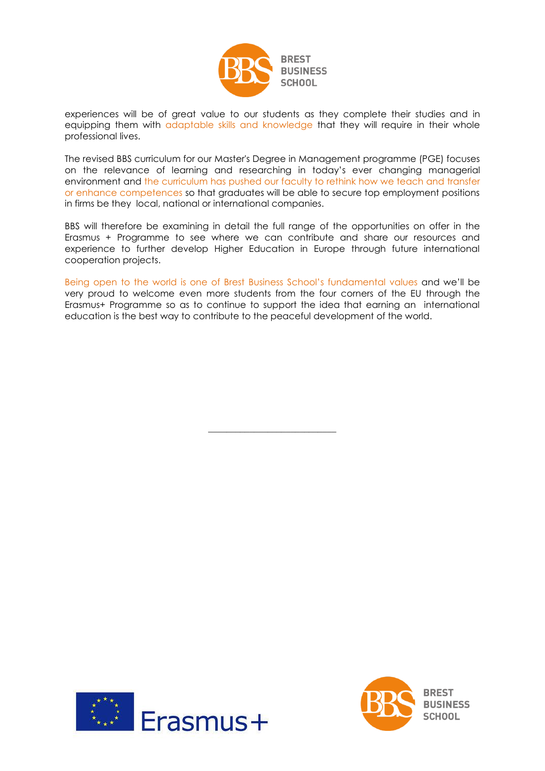experiences will be of great value to our students as they complete their studies and in equipping them with adaptable skills and knowledge that they will require in their whole professional lives.

The revised BBS curriculum for our Master's Degree in Management programme (PGE) focuses on the relevance of learning and researching in today's ever changing managerial environment and the curriculum has pushed our faculty to rethink how we teach and transfer or enhance competences so that graduates will be able to secure top employment positions in firms be they local, national or international companies.

BBS will therefore be examining in detail the full range of the opportunities on offer in the Erasmus + Programme to see where we can contribute and share our resources and experience to further develop Higher Education in Europe through future international cooperation projects.

Being open to the world is one of Brest Business School's fundamental values and we'll be very proud to welcome even more students from the four corners of the EU through the Erasmus+ Programme so as to continue to support the idea that earning an international education is the best way to contribute to the peaceful development of the world.

---